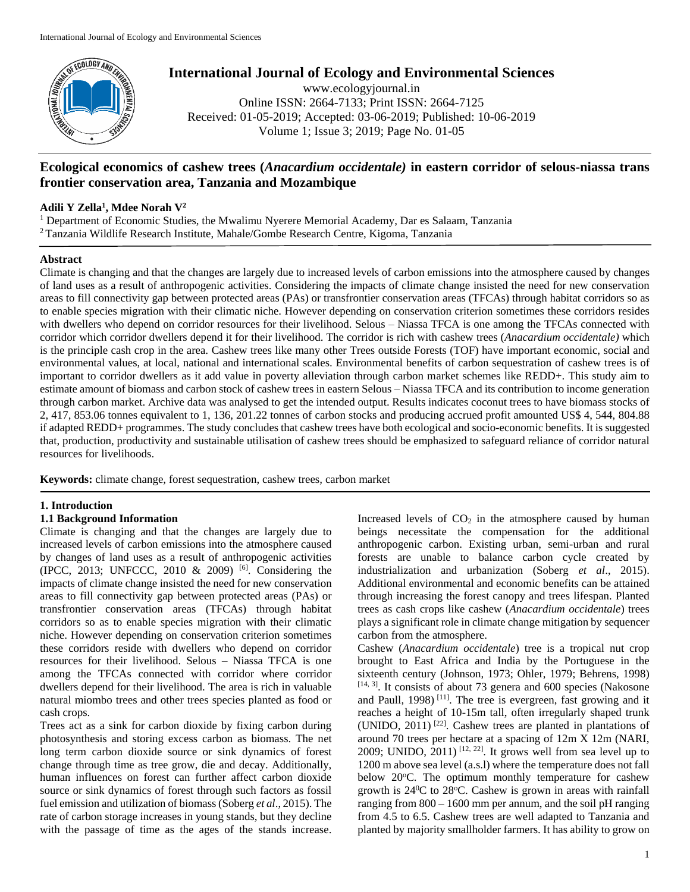# Ecological economics of cashew trees (*Anacardium occidentale)* in eastern corridor of selous-niassa trans frontier conservation area, Tanzania and Mozambique

**Adili Y Zella[1], Mdee Norah V[2]**

[1] Department of Economic Studies, the Mwalimu Nyerere Memorial Academy, Dar es Salaam, Tanzania
[2] Tanzania Wildlife Research Institute, Mahale/Gombe Research Centre, Kigoma, Tanzania

International Journal of Ecology and Environmental Sciences
www.ecologyjournal.in
Online ISSN: 2664-7133; Print ISSN: 2664-7125
Received: 01-05-2019; Accepted: 03-06-2019; Published: 10-06-2019

## Abstract

Climate is changing and that the changes are largely due to increased levels of carbon emissions into the atmosphere caused by changes of land uses as a result of anthropogenic activities. Considering the impacts of climate change insisted the need for new conservation areas to fill connectivity gap between protected areas (PAs) or transfrontier conservation areas (TFCAs) through habitat corridors so as to enable species migration with their climatic niche. However depending on conservation criterion sometimes these corridors resides with dwellers who depend on corridor resources for their livelihood. Selous – Niassa TFCA is one among the TFCAs connected with corridor which corridor dwellers depend it for their livelihood. The corridor is rich with cashew trees (*Anacardium occidentale)* which is the principle cash crop in the area. Cashew trees like many other Trees outside Forests (TOF) have important economic, social and environmental values, at local, national and international scales. Environmental benefits of carbon sequestration of cashew trees is of important to corridor dwellers as it add value in poverty alleviation through carbon market schemes like REDD+. This study aim to estimate amount of biomass and carbon stock of cashew trees in eastern Selous – Niassa TFCA and its contribution to income generation through carbon market. Archive data was analysed to get the intended output. Results indicates coconut trees to have biomass stocks of 2, 417, 853.06 tonnes equivalent to 1, 136, 201.22 tonnes of carbon stocks and producing accrued profit amounted US$ 4, 544, 804.88 if adapted REDD+ programmes. The study concludes that cashew trees have both ecological and socio-economic benefits. It is suggested that, production, productivity and sustainable utilisation of cashew trees should be emphasized to safeguard reliance of corridor natural resources for livelihoods.

**Keywords:** climate change, forest sequestration, cashew trees, carbon market

## 1. Introduction

### 1.1 Background Information

Climate is changing and that the changes are largely due to increased levels of carbon emissions into the atmosphere caused by changes of land uses as a result of anthropogenic activities (IPCC, 2013; UNFCCC, 2010 & 2009) [6]. Considering the impacts of climate change insisted the need for new conservation areas to fill connectivity gap between protected areas (PAs) or transfrontier conservation areas (TFCAs) through habitat corridors so as to enable species migration with their climatic niche. However depending on conservation criterion sometimes these corridors reside with dwellers who depend on corridor resources for their livelihood. Selous – Niassa TFCA is one among the TFCAs connected with corridor where corridor dwellers depend for their livelihood. The area is rich in valuable natural miombo trees and other trees species planted as food or cash crops.

Trees act as a sink for carbon dioxide by fixing carbon during photosynthesis and storing excess carbon as biomass. The net long term carbon dioxide source or sink dynamics of forest change through time as tree grow, die and decay. Additionally, human influences on forest can further affect carbon dioxide source or sink dynamics of forest through such factors as fossil fuel emission and utilization of biomass (Soberg *et al*., 2015). The rate of carbon storage increases in young stands, but they decline with the passage of time as the ages of the stands increase. Increased levels of $CO_2$ in the atmosphere caused by human beings necessitate the compensation for the additional anthropogenic carbon. Existing urban, semi-urban and rural forests are unable to balance carbon cycle created by industrialization and urbanization (Soberg *et al*., 2015). Additional environmental and economic benefits can be attained through increasing the forest canopy and trees lifespan. Planted trees as cash crops like cashew (*Anacardium occidentale*) trees plays a significant role in climate change mitigation by sequencer carbon from the atmosphere.

Cashew (*Anacardium occidentale*) tree is a tropical nut crop brought to East Africa and India by the Portuguese in the sixteenth century (Johnson, 1973; Ohler, 1979; Behrens, 1998) [14, 3]. It consists of about 73 genera and 600 species (Nakosone and Paull, 1998) [11]. The tree is evergreen, fast growing and it reaches a height of 10-15m tall, often irregularly shaped trunk (UNIDO, 2011) [22]. Cashew trees are planted in plantations of around 70 trees per hectare at a spacing of 12m X 12m (NARI, 2009; UNIDO, 2011) [12, 22]. It grows well from sea level up to 1200 m above sea level (a.s.l) where the temperature does not fall below 20°C. The optimum monthly temperature for cashew growth is 24°C to 28°C. Cashew is grown in areas with rainfall ranging from 800 – 1600 mm per annum, and the soil pH ranging from 4.5 to 6.5. Cashew trees are well adapted to Tanzania and planted by majority smallholder farmers. It has ability to grow on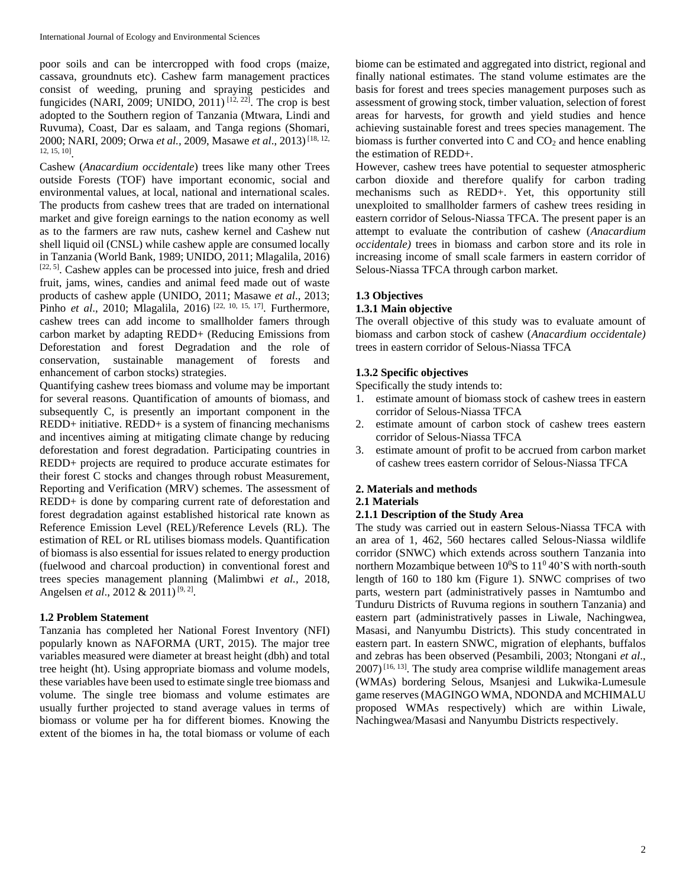poor soils and can be intercropped with food crops (maize, cassava, groundnuts etc). Cashew farm management practices consist of weeding, pruning and spraying pesticides and fungicides (NARI, 2009; UNIDO, 2011) [12, 22]. The crop is best adopted to the Southern region of Tanzania (Mtwara, Lindi and Ruvuma), Coast, Dar es salaam, and Tanga regions (Shomari, 2000; NARI, 2009; Orwa *et al.*, 2009, Masawe *et al*., 2013) [18, 12, 12, 15, 10].

Cashew (*Anacardium occidentale*) trees like many other Trees outside Forests (TOF) have important economic, social and environmental values, at local, national and international scales. The products from cashew trees that are traded on international market and give foreign earnings to the nation economy as well as to the farmers are raw nuts, cashew kernel and Cashew nut shell liquid oil (CNSL) while cashew apple are consumed locally in Tanzania (World Bank, 1989; UNIDO, 2011; Mlagalila, 2016) [22, 5]. Cashew apples can be processed into juice, fresh and dried fruit, jams, wines, candies and animal feed made out of waste products of cashew apple (UNIDO, 2011; Masawe *et al*., 2013; Pinho *et al*., 2010; Mlagalila, 2016) [22, 10, 15, 17]. Furthermore, cashew trees can add income to smallholder famers through carbon market by adapting REDD+ (Reducing Emissions from Deforestation and forest Degradation and the role of conservation, sustainable management of forests and enhancement of carbon stocks) strategies.

Quantifying cashew trees biomass and volume may be important for several reasons. Quantification of amounts of biomass, and subsequently C, is presently an important component in the REDD+ initiative. REDD+ is a system of financing mechanisms and incentives aiming at mitigating climate change by reducing deforestation and forest degradation. Participating countries in REDD+ projects are required to produce accurate estimates for their forest C stocks and changes through robust Measurement, Reporting and Verification (MRV) schemes. The assessment of REDD+ is done by comparing current rate of deforestation and forest degradation against established historical rate known as Reference Emission Level (REL)/Reference Levels (RL). The estimation of REL or RL utilises biomass models. Quantification of biomass is also essential for issues related to energy production (fuelwood and charcoal production) in conventional forest and trees species management planning (Malimbwi *et al.*, 2018, Angelsen *et al*., 2012 & 2011) [9, 2].

### 1.2 Problem Statement

Tanzania has completed her National Forest Inventory (NFI) popularly known as NAFORMA (URT, 2015). The major tree variables measured were diameter at breast height (dbh) and total tree height (ht). Using appropriate biomass and volume models, these variables have been used to estimate single tree biomass and volume. The single tree biomass and volume estimates are usually further projected to stand average values in terms of biomass or volume per ha for different biomes. Knowing the extent of the biomes in ha, the total biomass or volume of each biome can be estimated and aggregated into district, regional and finally national estimates. The stand volume estimates are the basis for forest and trees species management purposes such as assessment of growing stock, timber valuation, selection of forest areas for harvests, for growth and yield studies and hence achieving sustainable forest and trees species management. The biomass is further converted into C and $CO_2$ and hence enabling the estimation of REDD+.

However, cashew trees have potential to sequester atmospheric carbon dioxide and therefore qualify for carbon trading mechanisms such as REDD+. Yet, this opportunity still unexploited to smallholder farmers of cashew trees residing in eastern corridor of Selous-Niassa TFCA. The present paper is an attempt to evaluate the contribution of cashew (*Anacardium occidentale)* trees in biomass and carbon store and its role in increasing income of small scale farmers in eastern corridor of Selous-Niassa TFCA through carbon market.

### 1.3 Objectives

#### 1.3.1 Main objective

The overall objective of this study was to evaluate amount of biomass and carbon stock of cashew (*Anacardium occidentale)* trees in eastern corridor of Selous-Niassa TFCA

#### 1.3.2 Specific objectives

Specifically the study intends to:

1. estimate amount of biomass stock of cashew trees in eastern corridor of Selous-Niassa TFCA
2. estimate amount of carbon stock of cashew trees eastern corridor of Selous-Niassa TFCA
3. estimate amount of profit to be accrued from carbon market of cashew trees eastern corridor of Selous-Niassa TFCA

## 2. Materials and methods

### 2.1 Materials

#### 2.1.1 Description of the Study Area

The study was carried out in eastern Selous-Niassa TFCA with an area of 1, 462, 560 hectares called Selous-Niassa wildlife corridor (SNWC) which extends across southern Tanzania into northern Mozambique between $10^0$S to $11^0$ 40'S with north-south length of 160 to 180 km (Figure 1). SNWC comprises of two parts, western part (administratively passes in Namtumbo and Tunduru Districts of Ruvuma regions in southern Tanzania) and eastern part (administratively passes in Liwale, Nachingwea, Masasi, and Nanyumbu Districts). This study concentrated in eastern part. In eastern SNWC, migration of elephants, buffalos and zebras has been observed (Pesambili, 2003; Ntongani *et al*., 2007) [16, 13]. The study area comprise wildlife management areas (WMAs) bordering Selous, Msanjesi and Lukwika-Lumesule game reserves (MAGINGO WMA, NDONDA and MCHIMALU proposed WMAs respectively) which are within Liwale, Nachingwea/Masasi and Nanyumbu Districts respectively.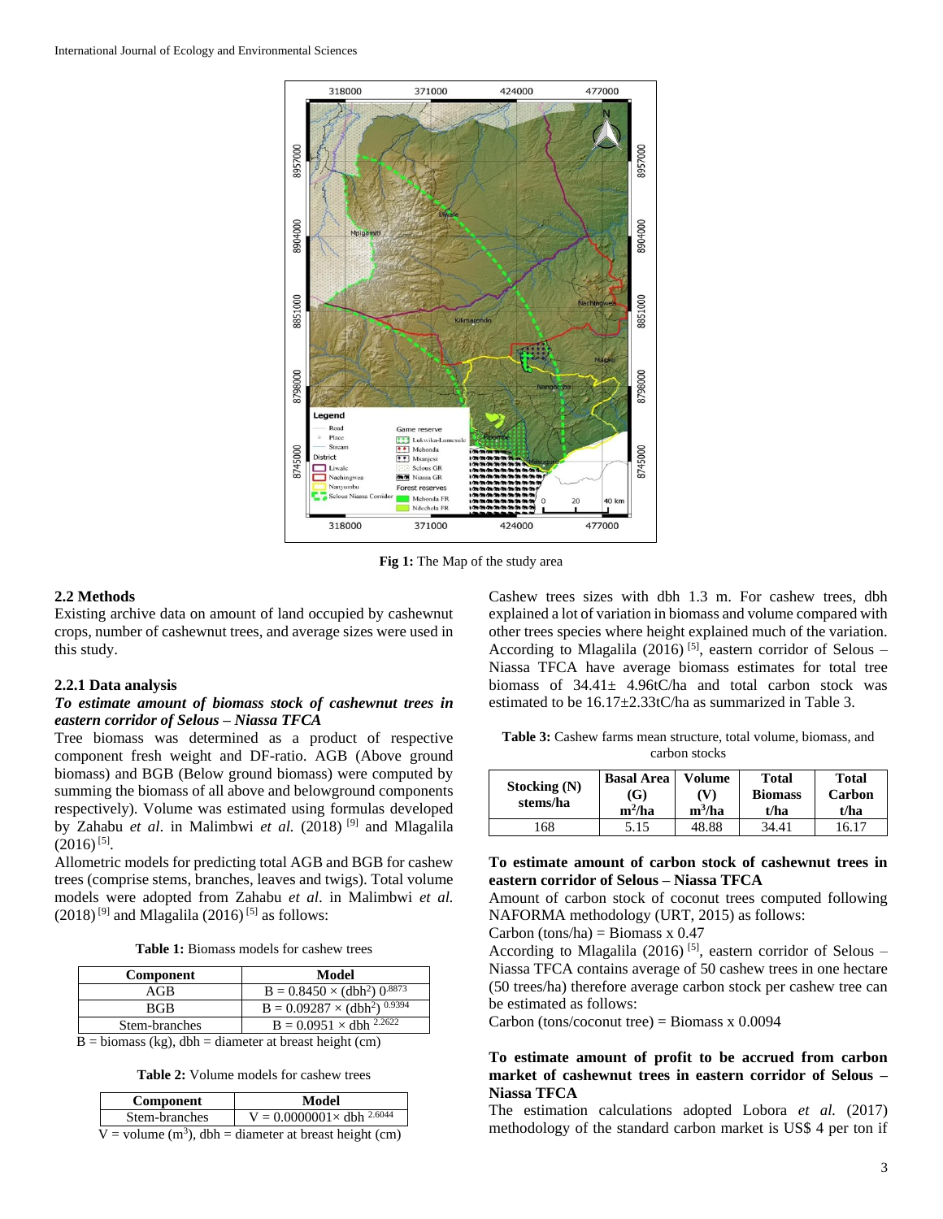Fig 1: The Map of the study area

### 2.2 Methods

Existing archive data on amount of land occupied by cashewnut crops, number of cashewnut trees, and average sizes were used in this study.

### 2.2.1 Data analysis

***To estimate amount of biomass stock of cashewnut trees in eastern corridor of Selous – Niassa TFCA***

Tree biomass was determined as a product of respective component fresh weight and DF-ratio. AGB (Above ground biomass) and BGB (Below ground biomass) were computed by summing the biomass of all above and belowground components respectively). Volume was estimated using formulas developed by Zahabu *et al*. in Malimbwi *et al.* (2018) [9] and Mlagalila (2016) [5].

Allometric models for predicting total AGB and BGB for cashew trees (comprise stems, branches, leaves and twigs). Total volume models were adopted from Zahabu *et al*. in Malimbwi *et al.* (2018) [9] and Mlagalila (2016) [5] as follows:

**Table 1:** Biomass models for cashew trees

| Component | Model |
|---|---|
| AGB | $B = 0.8450 \times (dbh^2)\ 0^{.8873}$ |
| BGB | $B = 0.09287 \times (dbh^2)^{0.9394}$ |
| Stem-branches | $B = 0.0951 \times dbh^{2.2622}$ |

B = biomass (kg), dbh = diameter at breast height (cm)

**Table 2:** Volume models for cashew trees

| Component | Model |
|---|---|
| Stem-branches | $V = 0.0000001\times dbh^{2.6044}$ |

V = volume ($m^3$), dbh = diameter at breast height (cm)

Cashew trees sizes with dbh 1.3 m. For cashew trees, dbh explained a lot of variation in biomass and volume compared with other trees species where height explained much of the variation. According to Mlagalila (2016) [5], eastern corridor of Selous – Niassa TFCA have average biomass estimates for total tree biomass of 34.41± 4.96tC/ha and total carbon stock was estimated to be 16.17±2.33tC/ha as summarized in Table 3.

**Table 3:** Cashew farms mean structure, total volume, biomass, and carbon stocks

| Stocking (N) stems/ha | Basal Area (G) $m^2$/ha | Volume (V) $m^3$/ha | Total Biomass t/ha | Total Carbon t/ha |
|---|---|---|---|---|
| 168 | 5.15 | 48.88 | 34.41 | 16.17 |

**To estimate amount of carbon stock of cashewnut trees in eastern corridor of Selous – Niassa TFCA**

Amount of carbon stock of coconut trees computed following NAFORMA methodology (URT, 2015) as follows:

Carbon (tons/ha) = Biomass x 0.47

According to Mlagalila (2016) [5], eastern corridor of Selous – Niassa TFCA contains average of 50 cashew trees in one hectare (50 trees/ha) therefore average carbon stock per cashew tree can be estimated as follows:

Carbon (tons/coconut tree) = Biomass x 0.0094

**To estimate amount of profit to be accrued from carbon market of cashewnut trees in eastern corridor of Selous – Niassa TFCA**

The estimation calculations adopted Lobora *et al.* (2017) methodology of the standard carbon market is US$ 4 per ton if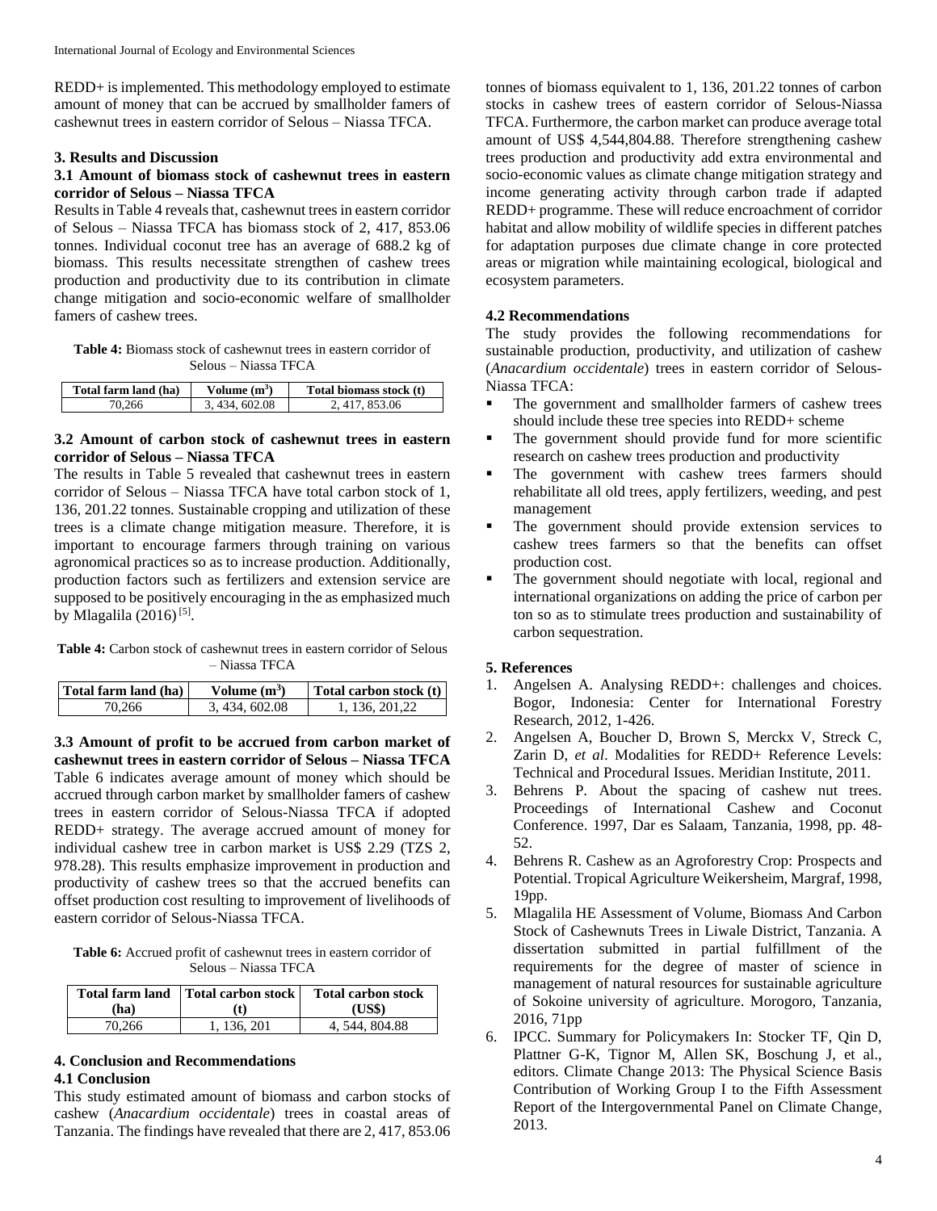REDD+ is implemented. This methodology employed to estimate amount of money that can be accrued by smallholder famers of cashewnut trees in eastern corridor of Selous – Niassa TFCA.

## 3. Results and Discussion

### 3.1 Amount of biomass stock of cashewnut trees in eastern corridor of Selous – Niassa TFCA

Results in Table 4 reveals that, cashewnut trees in eastern corridor of Selous – Niassa TFCA has biomass stock of 2, 417, 853.06 tonnes. Individual coconut tree has an average of 688.2 kg of biomass. This results necessitate strengthen of cashew trees production and productivity due to its contribution in climate change mitigation and socio-economic welfare of smallholder famers of cashew trees.

**Table 4:** Biomass stock of cashewnut trees in eastern corridor of Selous – Niassa TFCA

| Total farm land (ha) | Volume ($m^3$) | Total biomass stock (t) |
|---|---|---|
| 70,266 | 3, 434, 602.08 | 2, 417, 853.06 |

### 3.2 Amount of carbon stock of cashewnut trees in eastern corridor of Selous – Niassa TFCA

The results in Table 5 revealed that cashewnut trees in eastern corridor of Selous – Niassa TFCA have total carbon stock of 1, 136, 201.22 tonnes. Sustainable cropping and utilization of these trees is a climate change mitigation measure. Therefore, it is important to encourage farmers through training on various agronomical practices so as to increase production. Additionally, production factors such as fertilizers and extension service are supposed to be positively encouraging in the as emphasized much by Mlagalila (2016) [5].

**Table 4:** Carbon stock of cashewnut trees in eastern corridor of Selous – Niassa TFCA

| Total farm land (ha) | Volume ($m^3$) | Total carbon stock (t) |
|---|---|---|
| 70,266 | 3, 434, 602.08 | 1, 136, 201,22 |

### 3.3 Amount of profit to be accrued from carbon market of cashewnut trees in eastern corridor of Selous – Niassa TFCA

Table 6 indicates average amount of money which should be accrued through carbon market by smallholder famers of cashew trees in eastern corridor of Selous-Niassa TFCA if adopted REDD+ strategy. The average accrued amount of money for individual cashew tree in carbon market is US$ 2.29 (TZS 2, 978.28). This results emphasize improvement in production and productivity of cashew trees so that the accrued benefits can offset production cost resulting to improvement of livelihoods of eastern corridor of Selous-Niassa TFCA.

**Table 6:** Accrued profit of cashewnut trees in eastern corridor of Selous – Niassa TFCA

| Total farm land (ha) | Total carbon stock (t) | Total carbon stock (US$) |
|---|---|---|
| 70,266 | 1, 136, 201 | 4, 544, 804.88 |

## 4. Conclusion and Recommendations

### 4.1 Conclusion

This study estimated amount of biomass and carbon stocks of cashew (*Anacardium occidentale*) trees in coastal areas of Tanzania. The findings have revealed that there are 2, 417, 853.06 tonnes of biomass equivalent to 1, 136, 201.22 tonnes of carbon stocks in cashew trees of eastern corridor of Selous-Niassa TFCA. Furthermore, the carbon market can produce average total amount of US$ 4,544,804.88. Therefore strengthening cashew trees production and productivity add extra environmental and socio-economic values as climate change mitigation strategy and income generating activity through carbon trade if adapted REDD+ programme. These will reduce encroachment of corridor habitat and allow mobility of wildlife species in different patches for adaptation purposes due climate change in core protected areas or migration while maintaining ecological, biological and ecosystem parameters.

### 4.2 Recommendations

The study provides the following recommendations for sustainable production, productivity, and utilization of cashew (*Anacardium occidentale*) trees in eastern corridor of Selous-Niassa TFCA:

- The government and smallholder farmers of cashew trees should include these tree species into REDD+ scheme
- The government should provide fund for more scientific research on cashew trees production and productivity
- The government with cashew trees farmers should rehabilitate all old trees, apply fertilizers, weeding, and pest management
- The government should provide extension services to cashew trees farmers so that the benefits can offset production cost.
- The government should negotiate with local, regional and international organizations on adding the price of carbon per ton so as to stimulate trees production and sustainability of carbon sequestration.

## 5. References

1. Angelsen A. Analysing REDD+: challenges and choices. Bogor, Indonesia: Center for International Forestry Research, 2012, 1-426.
2. Angelsen A, Boucher D, Brown S, Merckx V, Streck C, Zarin D, *et al*. Modalities for REDD+ Reference Levels: Technical and Procedural Issues. Meridian Institute, 2011.
3. Behrens P. About the spacing of cashew nut trees. Proceedings of International Cashew and Coconut Conference. 1997, Dar es Salaam, Tanzania, 1998, pp. 48-52.
4. Behrens R. Cashew as an Agroforestry Crop: Prospects and Potential. Tropical Agriculture Weikersheim, Margraf, 1998, 19pp.
5. Mlagalila HE Assessment of Volume, Biomass And Carbon Stock of Cashewnuts Trees in Liwale District, Tanzania. A dissertation submitted in partial fulfillment of the requirements for the degree of master of science in management of natural resources for sustainable agriculture of Sokoine university of agriculture. Morogoro, Tanzania, 2016, 71pp
6. IPCC. Summary for Policymakers In: Stocker TF, Qin D, Plattner G-K, Tignor M, Allen SK, Boschung J, et al., editors. Climate Change 2013: The Physical Science Basis Contribution of Working Group I to the Fifth Assessment Report of the Intergovernmental Panel on Climate Change, 2013.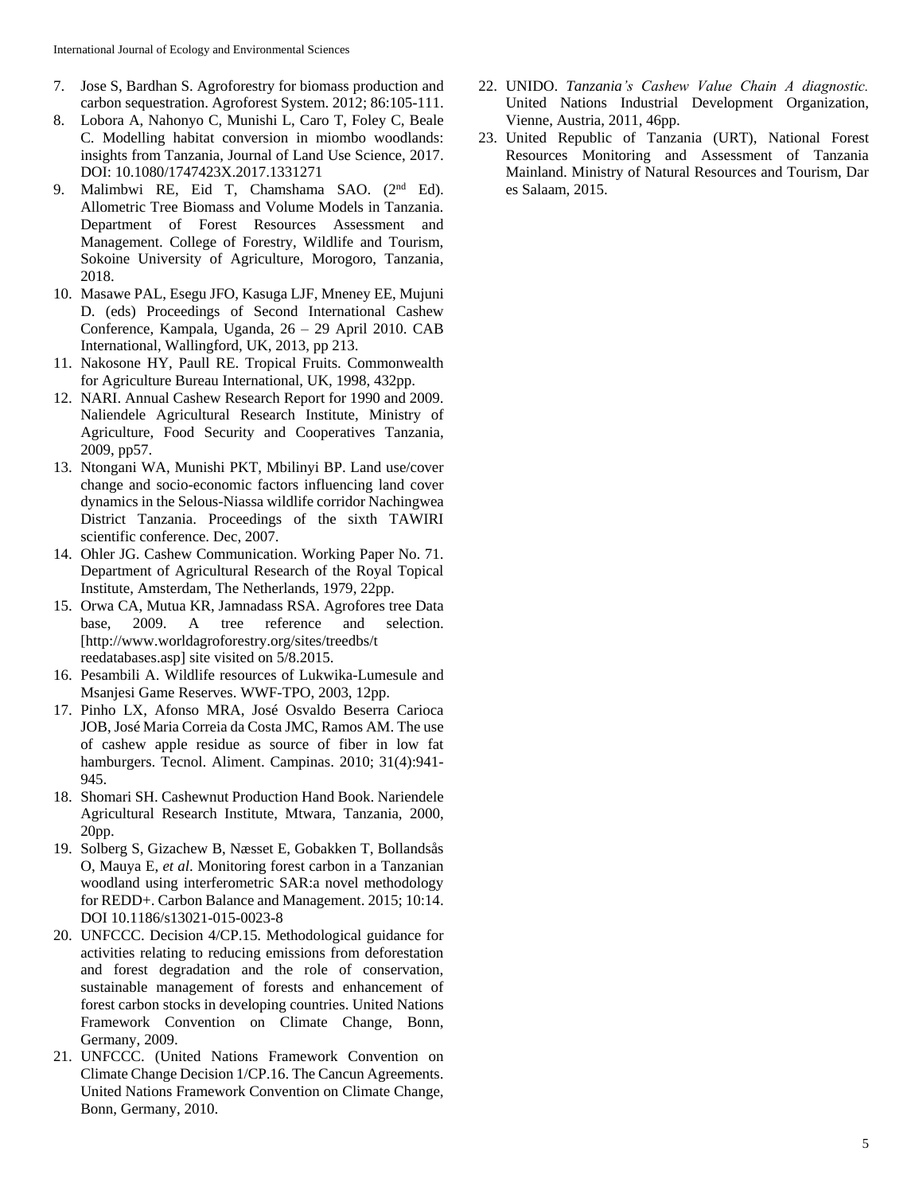7. Jose S, Bardhan S. Agroforestry for biomass production and carbon sequestration. Agroforest System. 2012; 86:105-111.
8. Lobora A, Nahonyo C, Munishi L, Caro T, Foley C, Beale C. Modelling habitat conversion in miombo woodlands: insights from Tanzania, Journal of Land Use Science, 2017. DOI: 10.1080/1747423X.2017.1331271
9. Malimbwi RE, Eid T, Chamshama SAO. (2nd Ed). Allometric Tree Biomass and Volume Models in Tanzania. Department of Forest Resources Assessment and Management. College of Forestry, Wildlife and Tourism, Sokoine University of Agriculture, Morogoro, Tanzania, 2018.
10. Masawe PAL, Esegu JFO, Kasuga LJF, Mneney EE, Mujuni D. (eds) Proceedings of Second International Cashew Conference, Kampala, Uganda, 26 – 29 April 2010. CAB International, Wallingford, UK, 2013, pp 213.
11. Nakosone HY, Paull RE. Tropical Fruits. Commonwealth for Agriculture Bureau International, UK, 1998, 432pp.
12. NARI. Annual Cashew Research Report for 1990 and 2009. Naliendele Agricultural Research Institute, Ministry of Agriculture, Food Security and Cooperatives Tanzania, 2009, pp57.
13. Ntongani WA, Munishi PKT, Mbilinyi BP. Land use/cover change and socio-economic factors influencing land cover dynamics in the Selous-Niassa wildlife corridor Nachingwea District Tanzania. Proceedings of the sixth TAWIRI scientific conference. Dec, 2007.
14. Ohler JG. Cashew Communication. Working Paper No. 71. Department of Agricultural Research of the Royal Topical Institute, Amsterdam, The Netherlands, 1979, 22pp.
15. Orwa CA, Mutua KR, Jamnadass RSA. Agrofores tree Data base, 2009. A tree reference and selection. [http://www.worldagroforestry.org/sites/treedbs/treedatabases.asp] site visited on 5/8.2015.
16. Pesambili A. Wildlife resources of Lukwika-Lumesule and Msanjesi Game Reserves. WWF-TPO, 2003, 12pp.
17. Pinho LX, Afonso MRA, José Osvaldo Beserra Carioca JOB, José Maria Correia da Costa JMC, Ramos AM. The use of cashew apple residue as source of fiber in low fat hamburgers. Tecnol. Aliment. Campinas. 2010; 31(4):941-945.
18. Shomari SH. Cashewnut Production Hand Book. Nariendele Agricultural Research Institute, Mtwara, Tanzania, 2000, 20pp.
19. Solberg S, Gizachew B, Næsset E, Gobakken T, Bollandsås O, Mauya E, *et al*. Monitoring forest carbon in a Tanzanian woodland using interferometric SAR:a novel methodology for REDD+. Carbon Balance and Management. 2015; 10:14. DOI 10.1186/s13021-015-0023-8
20. UNFCCC. Decision 4/CP.15. Methodological guidance for activities relating to reducing emissions from deforestation and forest degradation and the role of conservation, sustainable management of forests and enhancement of forest carbon stocks in developing countries. United Nations Framework Convention on Climate Change, Bonn, Germany, 2009.
21. UNFCCC. (United Nations Framework Convention on Climate Change Decision 1/CP.16. The Cancun Agreements. United Nations Framework Convention on Climate Change, Bonn, Germany, 2010.
22. UNIDO. *Tanzania's Cashew Value Chain A diagnostic.* United Nations Industrial Development Organization, Vienne, Austria, 2011, 46pp.
23. United Republic of Tanzania (URT), National Forest Resources Monitoring and Assessment of Tanzania Mainland. Ministry of Natural Resources and Tourism, Dar es Salaam, 2015.